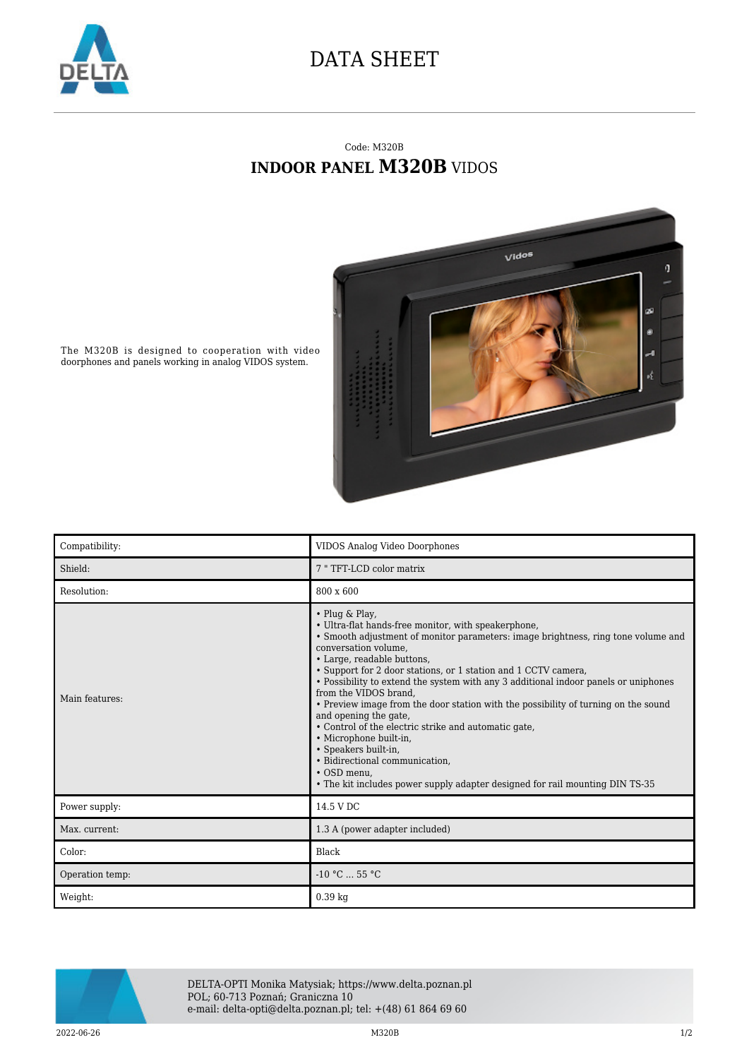# DATA SHEET

Code: M320B

## INDOOR PANEL **M320B** VIDOS

The M320B is designed to cooperation with video doorphones and panels working in analog VIDOS system.

| | |
|---|---|
| Compatibility: | VIDOS Analog Video Doorphones |
| Shield: | 7 " TFT-LCD color matrix |
| Resolution: | 800 x 600 |
| Main features: | • Plug & Play,<br>• Ultra-flat hands-free monitor, with speakerphone,<br>• Smooth adjustment of monitor parameters: image brightness, ring tone volume and conversation volume,<br>• Large, readable buttons,<br>• Support for 2 door stations, or 1 station and 1 CCTV camera,<br>• Possibility to extend the system with any 3 additional indoor panels or uniphones from the VIDOS brand,<br>• Preview image from the door station with the possibility of turning on the sound and opening the gate,<br>• Control of the electric strike and automatic gate,<br>• Microphone built-in,<br>• Speakers built-in,<br>• Bidirectional communication,<br>• OSD menu,<br>• The kit includes power supply adapter designed for rail mounting DIN TS-35 |
| Power supply: | 14.5 V DC |
| Max. current: | 1.3 A (power adapter included) |
| Color: | Black |
| Operation temp: | -10 °C ... 55 °C |
| Weight: | 0.39 kg |

DELTA-OPTI Monika Matysiak; https://www.delta.poznan.pl
POL; 60-713 Poznań; Graniczna 10
e-mail: delta-opti@delta.poznan.pl; tel: +(48) 61 864 69 60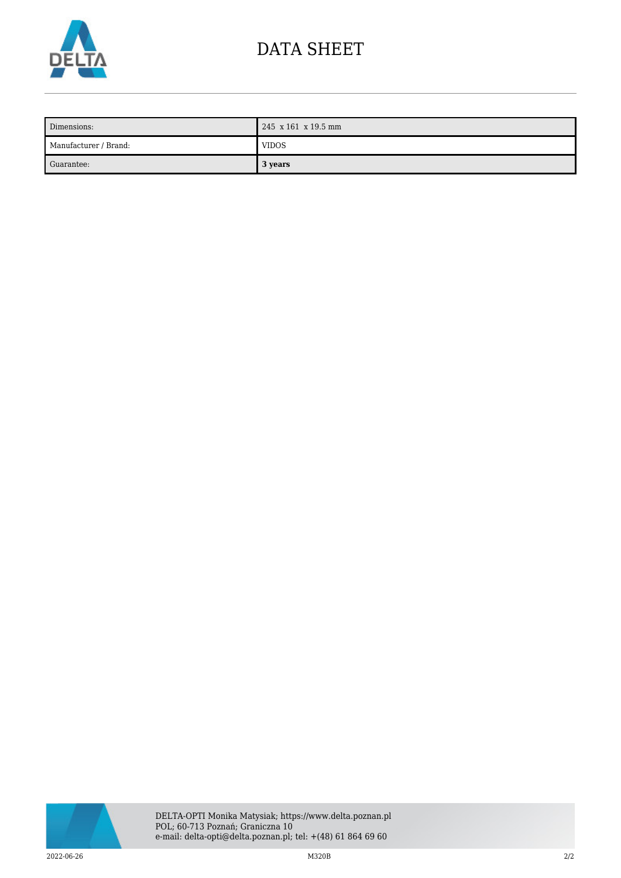| | |
|---|---|
| Dimensions: | 245 x 161 x 19.5 mm |
| Manufacturer / Brand: | VIDOS |
| Guarantee: | **3 years** |